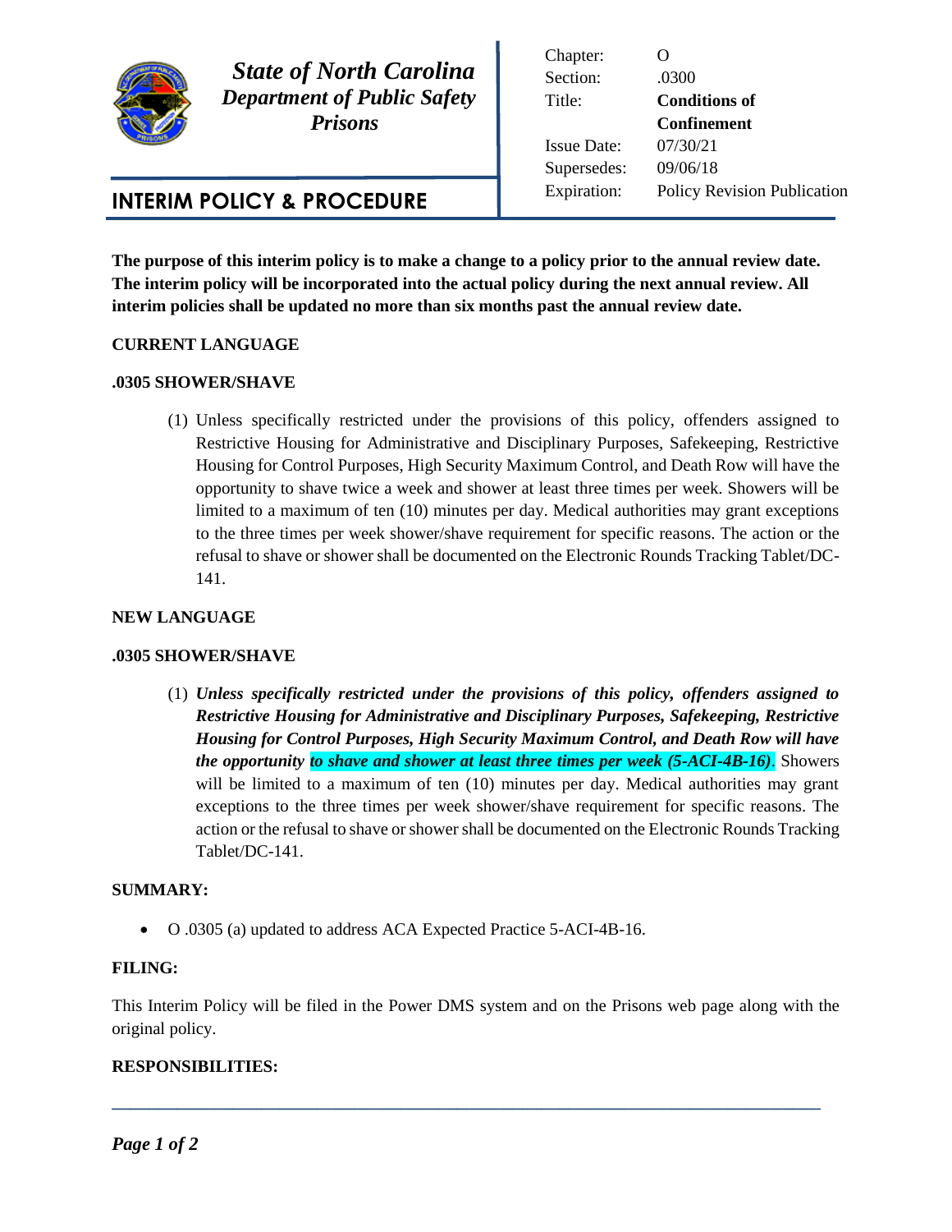**State of North Carolina**
***Department of Public Safety***
***Prisons***

## INTERIM POLICY & PROCEDURE

| | |
|---|---|
| Chapter: | O |
| Section: | .0300 |
| Title: | **Conditions of Confinement** |
| Issue Date: | 07/30/21 |
| Supersedes: | 09/06/18 |
| Expiration: | Policy Revision Publication |

**The purpose of this interim policy is to make a change to a policy prior to the annual review date. The interim policy will be incorporated into the actual policy during the next annual review. All interim policies shall be updated no more than six months past the annual review date.**

**CURRENT LANGUAGE**

**.0305 SHOWER/SHAVE**

(1) Unless specifically restricted under the provisions of this policy, offenders assigned to Restrictive Housing for Administrative and Disciplinary Purposes, Safekeeping, Restrictive Housing for Control Purposes, High Security Maximum Control, and Death Row will have the opportunity to shave twice a week and shower at least three times per week. Showers will be limited to a maximum of ten (10) minutes per day. Medical authorities may grant exceptions to the three times per week shower/shave requirement for specific reasons. The action or the refusal to shave or shower shall be documented on the Electronic Rounds Tracking Tablet/DC-141.

**NEW LANGUAGE**

**.0305 SHOWER/SHAVE**

(1) ***Unless specifically restricted under the provisions of this policy, offenders assigned to Restrictive Housing for Administrative and Disciplinary Purposes, Safekeeping, Restrictive Housing for Control Purposes, High Security Maximum Control, and Death Row will have the opportunity to shave and shower at least three times per week (5-ACI-4B-16)***. Showers will be limited to a maximum of ten (10) minutes per day. Medical authorities may grant exceptions to the three times per week shower/shave requirement for specific reasons. The action or the refusal to shave or shower shall be documented on the Electronic Rounds Tracking Tablet/DC-141.

**SUMMARY:**

- O .0305 (a) updated to address ACA Expected Practice 5-ACI-4B-16.

**FILING:**

This Interim Policy will be filed in the Power DMS system and on the Prisons web page along with the original policy.

**RESPONSIBILITIES:**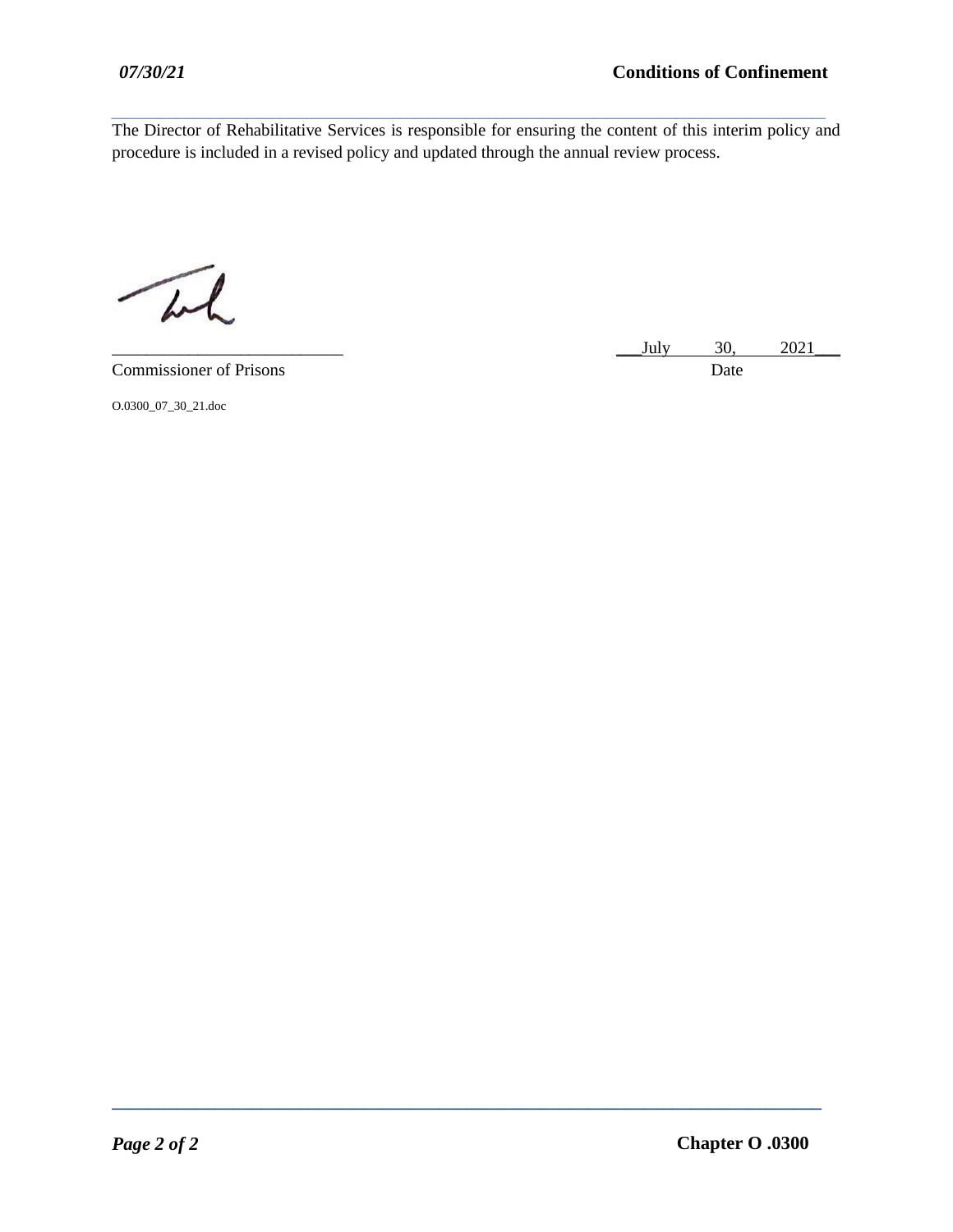The Director of Rehabilitative Services is responsible for ensuring the content of this interim policy and procedure is included in a revised policy and updated through the annual review process.

___________________________ ___July 30, 2021___

Commissioner of Prisons Date

O.0300_07_30_21.doc